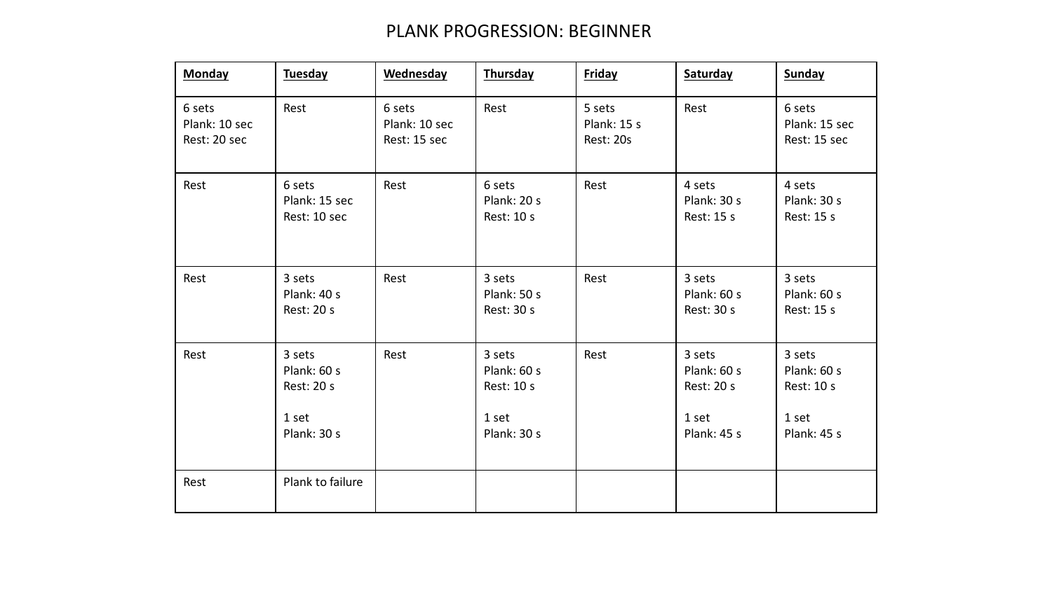# PLANK PROGRESSION: BEGINNER

| **Monday** | **Tuesday** | **Wednesday** | **Thursday** | **Friday** | **Saturday** | **Sunday** |
|---|---|---|---|---|---|---|
| 6 sets<br>Plank: 10 sec<br>Rest: 20 sec | Rest | 6 sets<br>Plank: 10 sec<br>Rest: 15 sec | Rest | 5 sets<br>Plank: 15 s<br>Rest: 20s | Rest | 6 sets<br>Plank: 15 sec<br>Rest: 15 sec |
| Rest | 6 sets<br>Plank: 15 sec<br>Rest: 10 sec | Rest | 6 sets<br>Plank: 20 s<br>Rest: 10 s | Rest | 4 sets<br>Plank: 30 s<br>Rest: 15 s | 4 sets<br>Plank: 30 s<br>Rest: 15 s |
| Rest | 3 sets<br>Plank: 40 s<br>Rest: 20 s | Rest | 3 sets<br>Plank: 50 s<br>Rest: 30 s | Rest | 3 sets<br>Plank: 60 s<br>Rest: 30 s | 3 sets<br>Plank: 60 s<br>Rest: 15 s |
| Rest | 3 sets<br>Plank: 60 s<br>Rest: 20 s<br><br>1 set<br>Plank: 30 s | Rest | 3 sets<br>Plank: 60 s<br>Rest: 10 s<br><br>1 set<br>Plank: 30 s | Rest | 3 sets<br>Plank: 60 s<br>Rest: 20 s<br><br>1 set<br>Plank: 45 s | 3 sets<br>Plank: 60 s<br>Rest: 10 s<br><br>1 set<br>Plank: 45 s |
| Rest | Plank to failure | | | | | |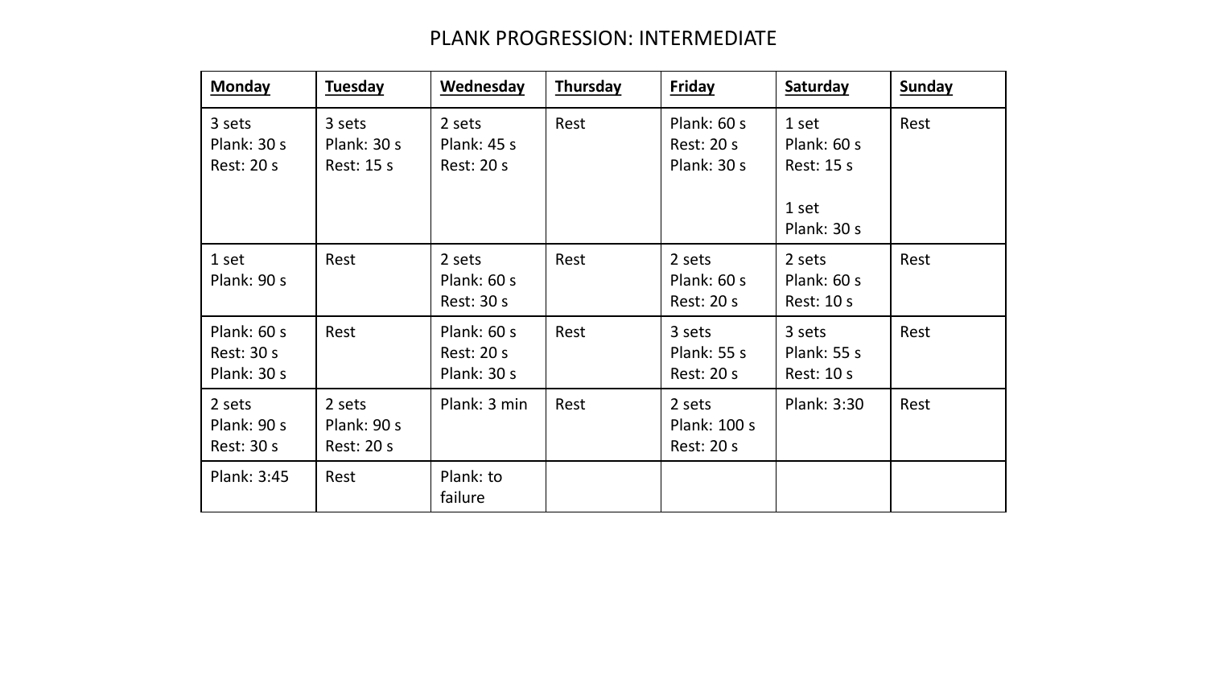# PLANK PROGRESSION: INTERMEDIATE

| Monday | Tuesday | Wednesday | Thursday | Friday | Saturday | Sunday |
|---|---|---|---|---|---|---|
| 3 sets<br>Plank: 30 s<br>Rest: 20 s | 3 sets<br>Plank: 30 s<br>Rest: 15 s | 2 sets<br>Plank: 45 s<br>Rest: 20 s | Rest | Plank: 60 s<br>Rest: 20 s<br>Plank: 30 s | 1 set<br>Plank: 60 s<br>Rest: 15 s<br><br>1 set<br>Plank: 30 s | Rest |
| 1 set<br>Plank: 90 s | Rest | 2 sets<br>Plank: 60 s<br>Rest: 30 s | Rest | 2 sets<br>Plank: 60 s<br>Rest: 20 s | 2 sets<br>Plank: 60 s<br>Rest: 10 s | Rest |
| Plank: 60 s<br>Rest: 30 s<br>Plank: 30 s | Rest | Plank: 60 s<br>Rest: 20 s<br>Plank: 30 s | Rest | 3 sets<br>Plank: 55 s<br>Rest: 20 s | 3 sets<br>Plank: 55 s<br>Rest: 10 s | Rest |
| 2 sets<br>Plank: 90 s<br>Rest: 30 s | 2 sets<br>Plank: 90 s<br>Rest: 20 s | Plank: 3 min | Rest | 2 sets<br>Plank: 100 s<br>Rest: 20 s | Plank: 3:30 | Rest |
| Plank: 3:45 | Rest | Plank: to failure | | | | |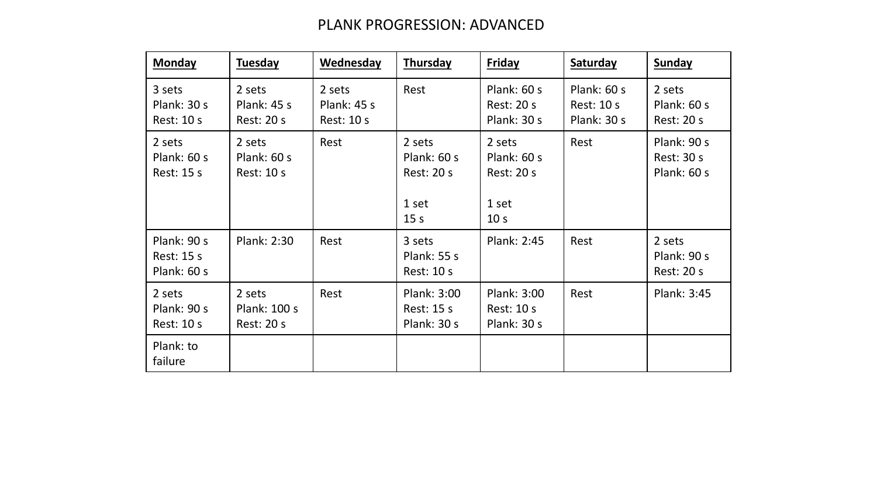# PLANK PROGRESSION: ADVANCED

| **Monday** | **Tuesday** | **Wednesday** | **Thursday** | **Friday** | **Saturday** | **Sunday** |
|---|---|---|---|---|---|---|
| 3 sets<br>Plank: 30 s<br>Rest: 10 s | 2 sets<br>Plank: 45 s<br>Rest: 20 s | 2 sets<br>Plank: 45 s<br>Rest: 10 s | Rest | Plank: 60 s<br>Rest: 20 s<br>Plank: 30 s | Plank: 60 s<br>Rest: 10 s<br>Plank: 30 s | 2 sets<br>Plank: 60 s<br>Rest: 20 s |
| 2 sets<br>Plank: 60 s<br>Rest: 15 s | 2 sets<br>Plank: 60 s<br>Rest: 10 s | Rest | 2 sets<br>Plank: 60 s<br>Rest: 20 s<br><br>1 set<br>15 s | 2 sets<br>Plank: 60 s<br>Rest: 20 s<br><br>1 set<br>10 s | Rest | Plank: 90 s<br>Rest: 30 s<br>Plank: 60 s |
| Plank: 90 s<br>Rest: 15 s<br>Plank: 60 s | Plank: 2:30 | Rest | 3 sets<br>Plank: 55 s<br>Rest: 10 s | Plank: 2:45 | Rest | 2 sets<br>Plank: 90 s<br>Rest: 20 s |
| 2 sets<br>Plank: 90 s<br>Rest: 10 s | 2 sets<br>Plank: 100 s<br>Rest: 20 s | Rest | Plank: 3:00<br>Rest: 15 s<br>Plank: 30 s | Plank: 3:00<br>Rest: 10 s<br>Plank: 30 s | Rest | Plank: 3:45 |
| Plank: to failure | | | | | | |